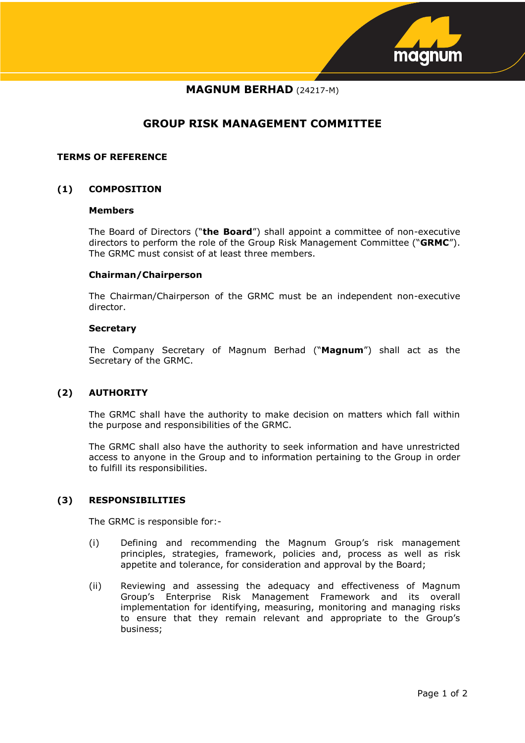**MAGNUM BERHAD** (24217-M)

# GROUP RISK MANAGEMENT COMMITTEE

## TERMS OF REFERENCE

### (1) COMPOSITION

**Members**

The Board of Directors ("**the Board**") shall appoint a committee of non-executive directors to perform the role of the Group Risk Management Committee ("**GRMC**"). The GRMC must consist of at least three members.

**Chairman/Chairperson**

The Chairman/Chairperson of the GRMC must be an independent non-executive director.

**Secretary**

The Company Secretary of Magnum Berhad ("**Magnum**") shall act as the Secretary of the GRMC.

### (2) AUTHORITY

The GRMC shall have the authority to make decision on matters which fall within the purpose and responsibilities of the GRMC.

The GRMC shall also have the authority to seek information and have unrestricted access to anyone in the Group and to information pertaining to the Group in order to fulfill its responsibilities.

### (3) RESPONSIBILITIES

The GRMC is responsible for:-

(i) Defining and recommending the Magnum Group's risk management principles, strategies, framework, policies and, process as well as risk appetite and tolerance, for consideration and approval by the Board;

(ii) Reviewing and assessing the adequacy and effectiveness of Magnum Group's Enterprise Risk Management Framework and its overall implementation for identifying, measuring, monitoring and managing risks to ensure that they remain relevant and appropriate to the Group's business;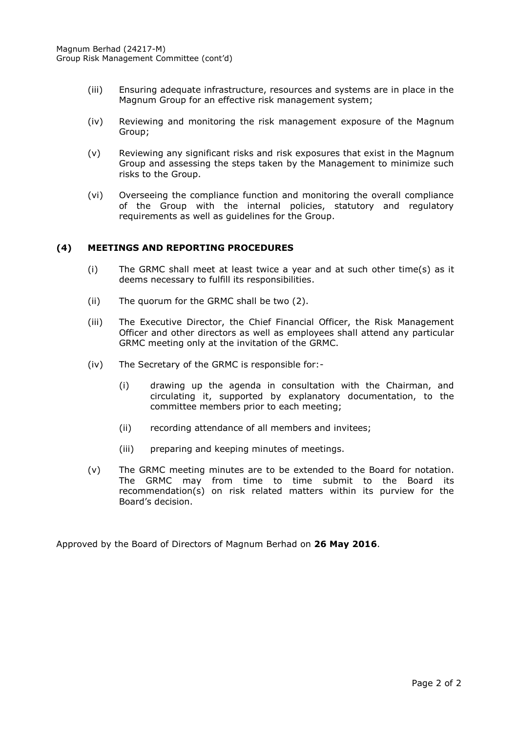(iii) Ensuring adequate infrastructure, resources and systems are in place in the Magnum Group for an effective risk management system;

(iv) Reviewing and monitoring the risk management exposure of the Magnum Group;

(v) Reviewing any significant risks and risk exposures that exist in the Magnum Group and assessing the steps taken by the Management to minimize such risks to the Group.

(vi) Overseeing the compliance function and monitoring the overall compliance of the Group with the internal policies, statutory and regulatory requirements as well as guidelines for the Group.

## (4) MEETINGS AND REPORTING PROCEDURES

(i) The GRMC shall meet at least twice a year and at such other time(s) as it deems necessary to fulfill its responsibilities.

(ii) The quorum for the GRMC shall be two (2).

(iii) The Executive Director, the Chief Financial Officer, the Risk Management Officer and other directors as well as employees shall attend any particular GRMC meeting only at the invitation of the GRMC.

(iv) The Secretary of the GRMC is responsible for:-

   (i) drawing up the agenda in consultation with the Chairman, and circulating it, supported by explanatory documentation, to the committee members prior to each meeting;

   (ii) recording attendance of all members and invitees;

   (iii) preparing and keeping minutes of meetings.

(v) The GRMC meeting minutes are to be extended to the Board for notation. The GRMC may from time to time submit to the Board its recommendation(s) on risk related matters within its purview for the Board's decision.

Approved by the Board of Directors of Magnum Berhad on **26 May 2016**.